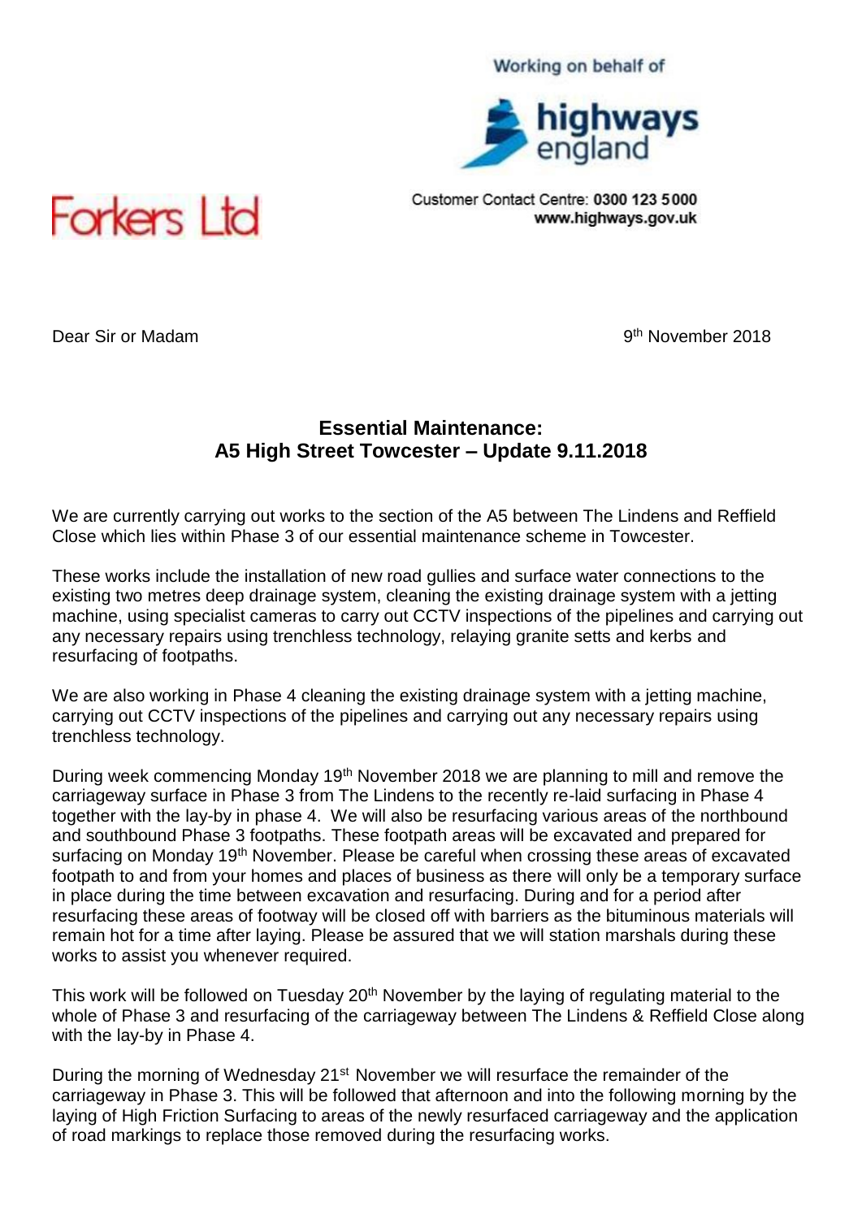Working on behalf of

highways england

Customer Contact Centre: **0300 123 5000**
**www.highways.gov.uk**

Forkers Ltd

Dear Sir or Madam

9th November 2018

## Essential Maintenance: A5 High Street Towcester – Update 9.11.2018

We are currently carrying out works to the section of the A5 between The Lindens and Reffield Close which lies within Phase 3 of our essential maintenance scheme in Towcester.

These works include the installation of new road gullies and surface water connections to the existing two metres deep drainage system, cleaning the existing drainage system with a jetting machine, using specialist cameras to carry out CCTV inspections of the pipelines and carrying out any necessary repairs using trenchless technology, relaying granite setts and kerbs and resurfacing of footpaths.

We are also working in Phase 4 cleaning the existing drainage system with a jetting machine, carrying out CCTV inspections of the pipelines and carrying out any necessary repairs using trenchless technology.

During week commencing Monday 19th November 2018 we are planning to mill and remove the carriageway surface in Phase 3 from The Lindens to the recently re-laid surfacing in Phase 4 together with the lay-by in phase 4. We will also be resurfacing various areas of the northbound and southbound Phase 3 footpaths. These footpath areas will be excavated and prepared for surfacing on Monday 19th November. Please be careful when crossing these areas of excavated footpath to and from your homes and places of business as there will only be a temporary surface in place during the time between excavation and resurfacing. During and for a period after resurfacing these areas of footway will be closed off with barriers as the bituminous materials will remain hot for a time after laying. Please be assured that we will station marshals during these works to assist you whenever required.

This work will be followed on Tuesday 20th November by the laying of regulating material to the whole of Phase 3 and resurfacing of the carriageway between The Lindens & Reffield Close along with the lay-by in Phase 4.

During the morning of Wednesday 21st November we will resurface the remainder of the carriageway in Phase 3. This will be followed that afternoon and into the following morning by the laying of High Friction Surfacing to areas of the newly resurfaced carriageway and the application of road markings to replace those removed during the resurfacing works.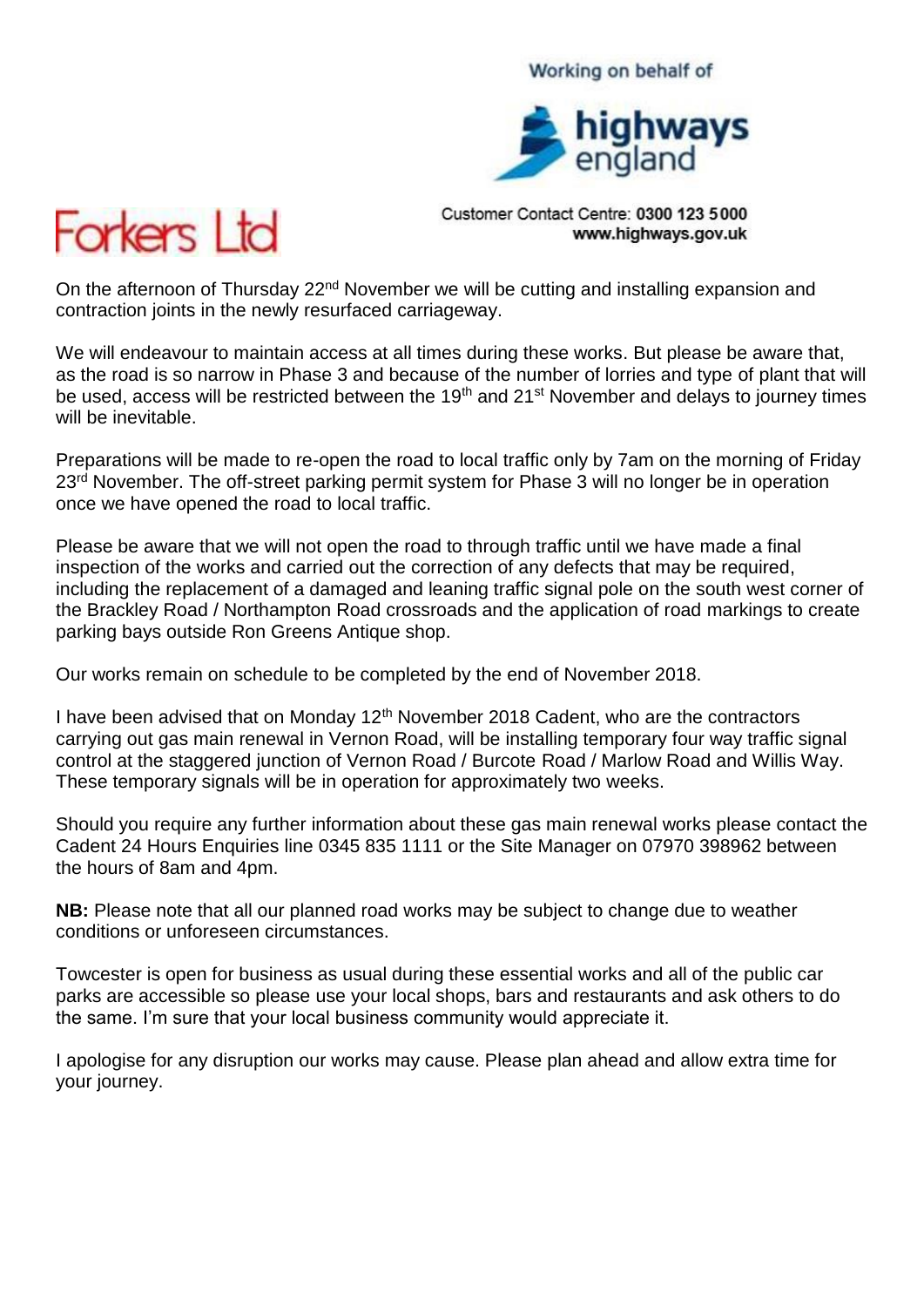Working on behalf of

highways england

Customer Contact Centre: **0300 123 5000**
**www.highways.gov.uk**

Forkers Ltd

On the afternoon of Thursday 22nd November we will be cutting and installing expansion and contraction joints in the newly resurfaced carriageway.

We will endeavour to maintain access at all times during these works. But please be aware that, as the road is so narrow in Phase 3 and because of the number of lorries and type of plant that will be used, access will be restricted between the 19th and 21st November and delays to journey times will be inevitable.

Preparations will be made to re-open the road to local traffic only by 7am on the morning of Friday 23rd November. The off-street parking permit system for Phase 3 will no longer be in operation once we have opened the road to local traffic.

Please be aware that we will not open the road to through traffic until we have made a final inspection of the works and carried out the correction of any defects that may be required, including the replacement of a damaged and leaning traffic signal pole on the south west corner of the Brackley Road / Northampton Road crossroads and the application of road markings to create parking bays outside Ron Greens Antique shop.

Our works remain on schedule to be completed by the end of November 2018.

I have been advised that on Monday 12th November 2018 Cadent, who are the contractors carrying out gas main renewal in Vernon Road, will be installing temporary four way traffic signal control at the staggered junction of Vernon Road / Burcote Road / Marlow Road and Willis Way. These temporary signals will be in operation for approximately two weeks.

Should you require any further information about these gas main renewal works please contact the Cadent 24 Hours Enquiries line 0345 835 1111 or the Site Manager on 07970 398962 between the hours of 8am and 4pm.

**NB:** Please note that all our planned road works may be subject to change due to weather conditions or unforeseen circumstances.

Towcester is open for business as usual during these essential works and all of the public car parks are accessible so please use your local shops, bars and restaurants and ask others to do the same. I'm sure that your local business community would appreciate it.

I apologise for any disruption our works may cause. Please plan ahead and allow extra time for your journey.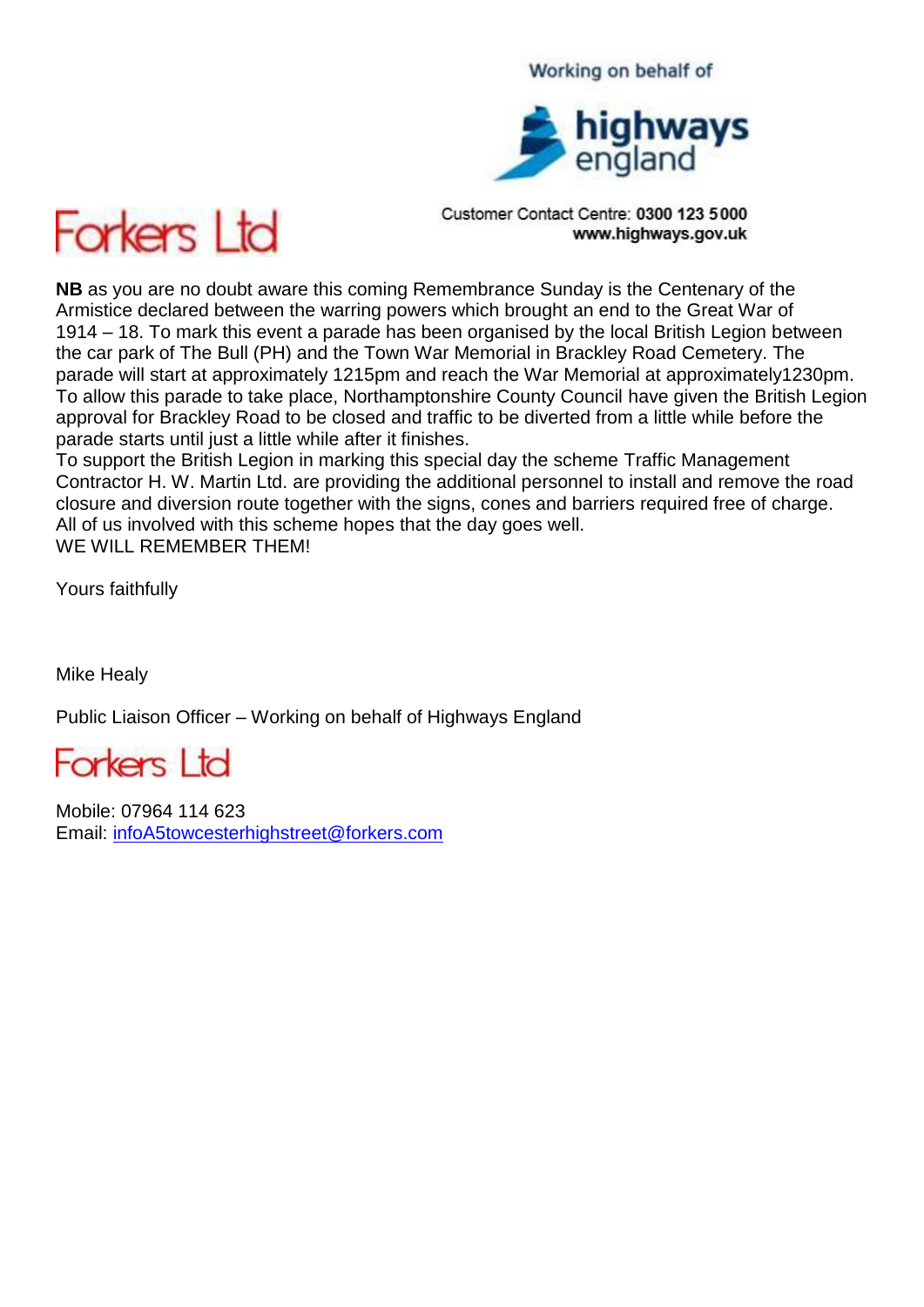Working on behalf of

highways england

Forkers Ltd

Customer Contact Centre: **0300 123 5000**
**www.highways.gov.uk**

**NB** as you are no doubt aware this coming Remembrance Sunday is the Centenary of the Armistice declared between the warring powers which brought an end to the Great War of 1914 – 18. To mark this event a parade has been organised by the local British Legion between the car park of The Bull (PH) and the Town War Memorial in Brackley Road Cemetery. The parade will start at approximately 1215pm and reach the War Memorial at approximately1230pm. To allow this parade to take place, Northamptonshire County Council have given the British Legion approval for Brackley Road to be closed and traffic to be diverted from a little while before the parade starts until just a little while after it finishes.
To support the British Legion in marking this special day the scheme Traffic Management Contractor H. W. Martin Ltd. are providing the additional personnel to install and remove the road closure and diversion route together with the signs, cones and barriers required free of charge.
All of us involved with this scheme hopes that the day goes well.
WE WILL REMEMBER THEM!

Yours faithfully

Mike Healy

Public Liaison Officer – Working on behalf of Highways England

Forkers Ltd

Mobile: 07964 114 623
Email: infoA5towcesterhighstreet@forkers.com